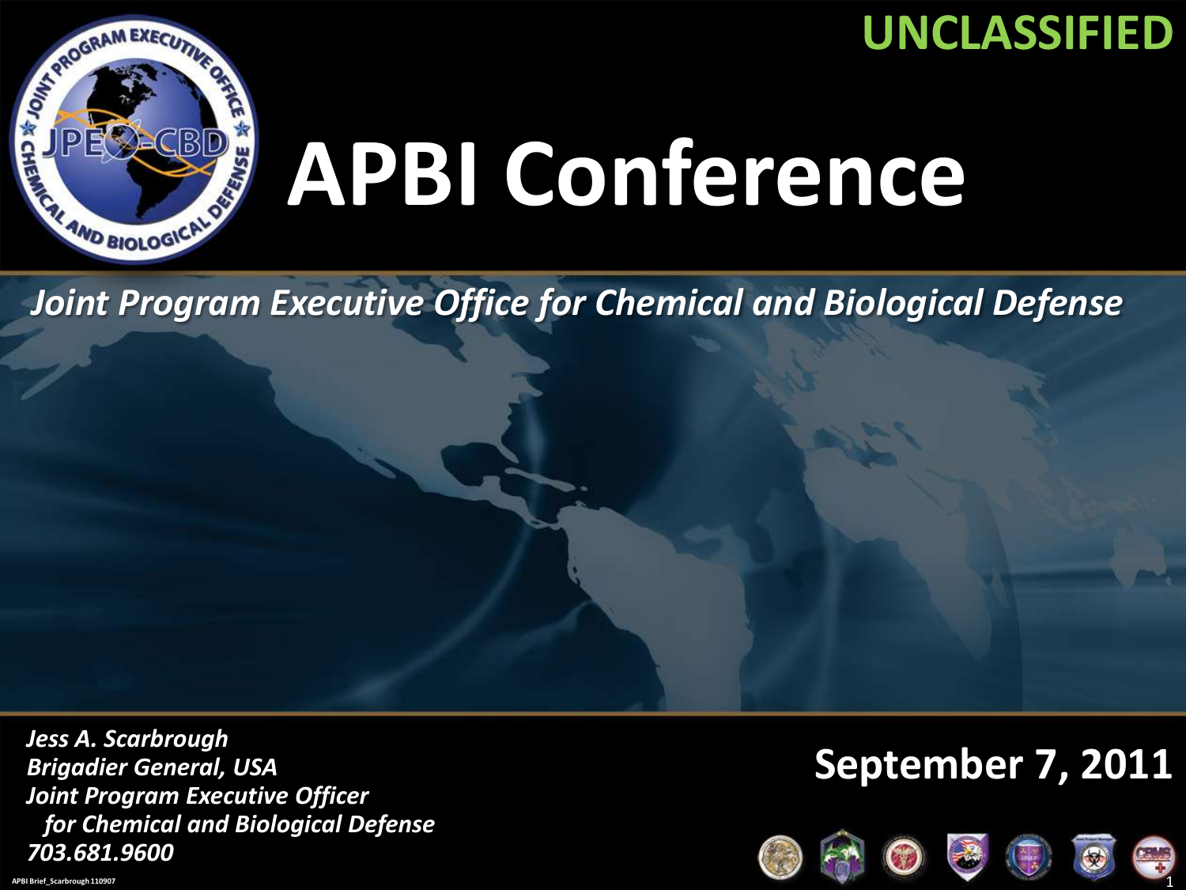UNCLASSIFIED

# APBI Conference

*Joint Program Executive Office for Chemical and Biological Defense*

***Jess A. Scarbrough***
***Brigadier General, USA***
***Joint Program Executive Officer***
***for Chemical and Biological Defense***
***703.681.9600***

**September 7, 2011**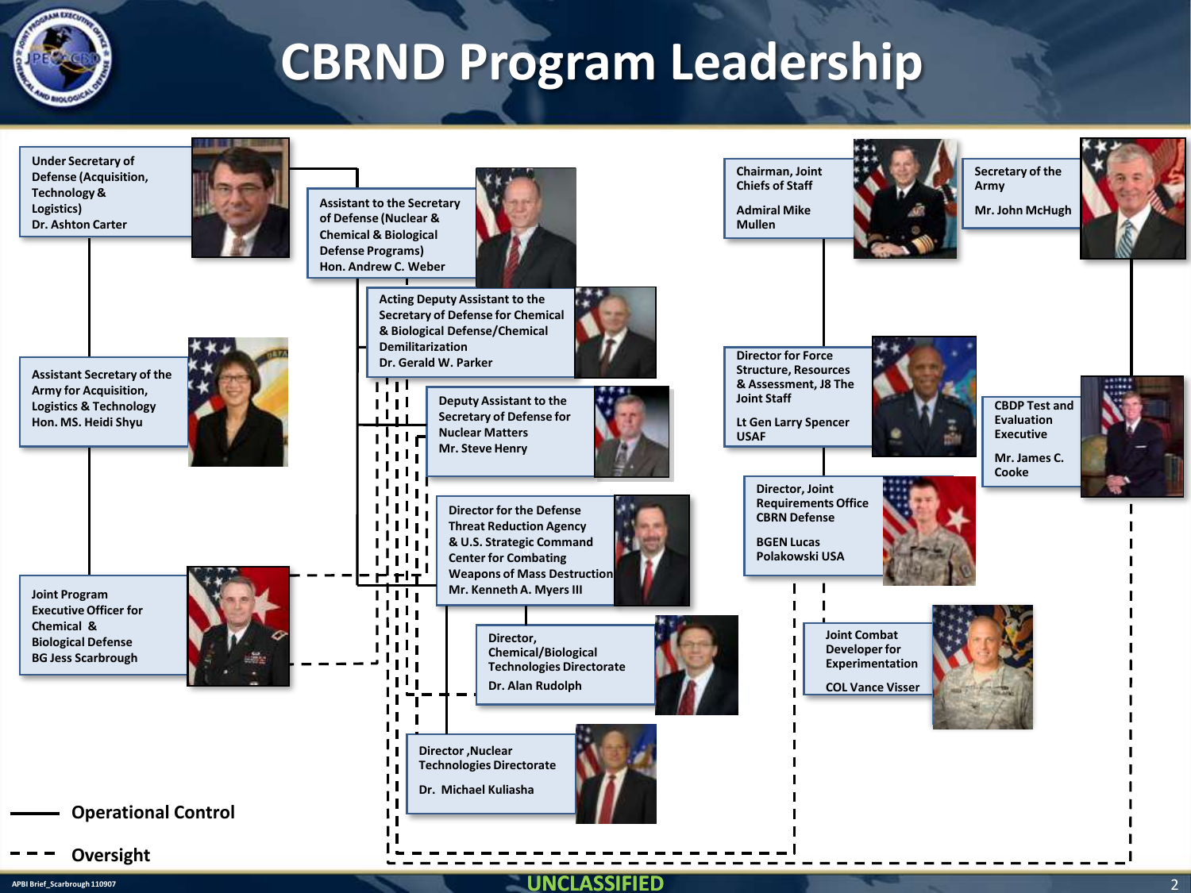# CBRND Program Leadership

**Under Secretary of Defense (Acquisition, Technology & Logistics)**
Dr. Ashton Carter

**Assistant to the Secretary of Defense (Nuclear & Chemical & Biological Defense Programs)**
Hon. Andrew C. Weber

**Acting Deputy Assistant to the Secretary of Defense for Chemical & Biological Defense/Chemical Demilitarization**
Dr. Gerald W. Parker

**Deputy Assistant to the Secretary of Defense for Nuclear Matters**
Mr. Steve Henry

**Director for the Defense Threat Reduction Agency & U.S. Strategic Command Center for Combating Weapons of Mass Destruction**
Mr. Kenneth A. Myers III

**Director, Chemical/Biological Technologies Directorate**
Dr. Alan Rudolph

**Director ,Nuclear Technologies Directorate**
Dr. Michael Kuliasha

**Assistant Secretary of the Army for Acquisition, Logistics & Technology**
Hon. MS. Heidi Shyu

**Joint Program Executive Officer for Chemical & Biological Defense**
BG Jess Scarbrough

**Chairman, Joint Chiefs of Staff**
Admiral Mike Mullen

**Director for Force Structure, Resources & Assessment, J8 The Joint Staff**
Lt Gen Larry Spencer USAF

**Director, Joint Requirements Office CBRN Defense**
BGEN Lucas Polakowski USA

**Joint Combat Developer for Experimentation**
COL Vance Visser

**Secretary of the Army**
Mr. John McHugh

**CBDP Test and Evaluation Executive**
Mr. James C. Cooke

—— Operational Control

- - - Oversight

UNCLASSIFIED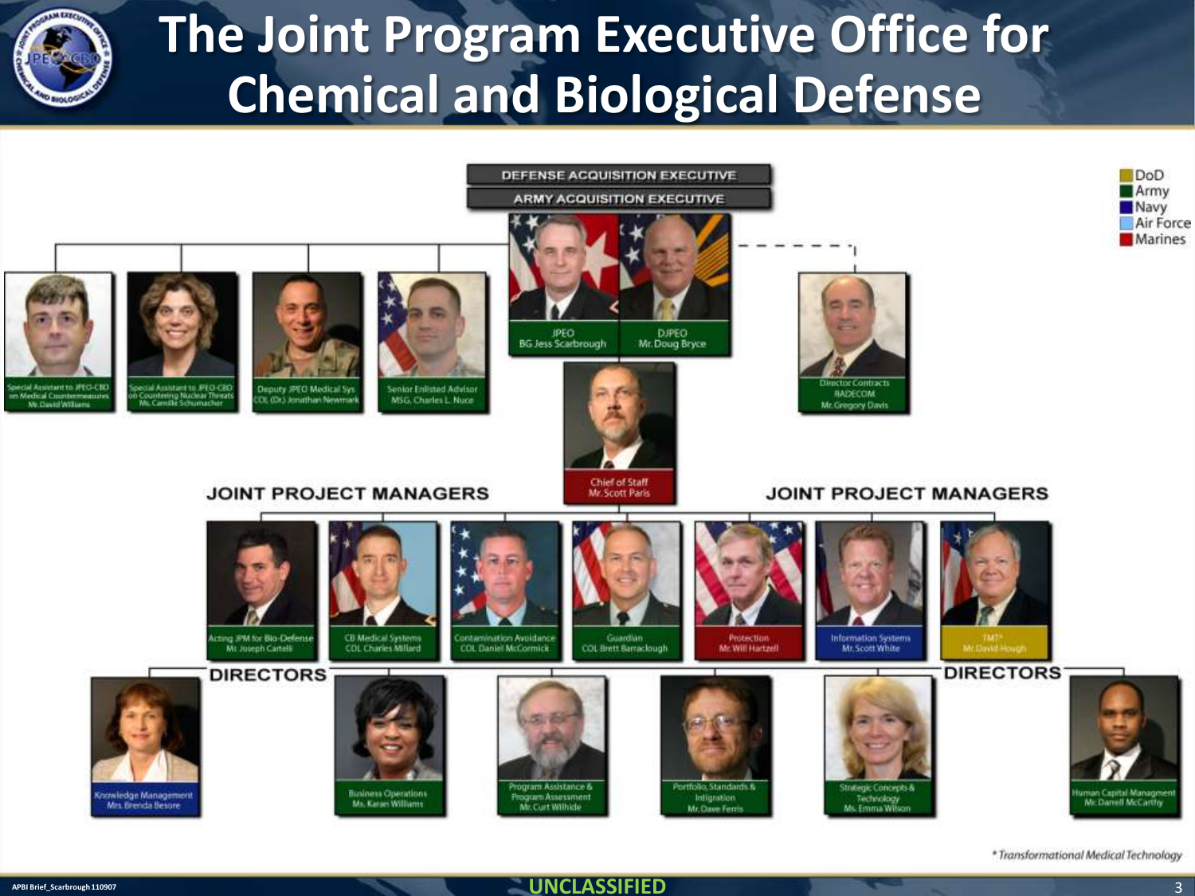# The Joint Program Executive Office for Chemical and Biological Defense

**DEFENSE ACQUISITION EXECUTIVE**

**ARMY ACQUISITION EXECUTIVE**

- DoD
- Army
- Navy
- Air Force
- Marines

JPEO
BG Jess Scarbrough

DJPEO
Mr. Doug Bryce

Special Assistant to JPEO-CBD on Medical Countermeasures
Mr. David Williams

Special Assistant to JPEO-CBD on Countering Nuclear Threats
Ms. Camille Schumacher

Deputy JPEO Medical Sys
COL (Dr.) Jonathan Newmark

Senior Enlisted Advisor
MSG Charles L. Nuce

Director Contracts
RADECOM
Mr. Gregory Davis

Chief of Staff
Mr. Scott Paris

## JOINT PROJECT MANAGERS

Acting JPM for Bio-Defense
Mr. Joseph Cartelli

CB Medical Systems
COL Charles Millard

Contamination Avoidance
COL Daniel McCormick

Guardian
COL Brett Barraclough

Protection
Mr. Will Hartzell

Information Systems
Mr. Scott White

TMT*
Mr. David Hough

## DIRECTORS

Knowledge Management
Mrs. Brenda Besore

Business Operations
Ms. Karen Williams

Program Assistance & Program Assessment
Mr. Curt Wilhide

Portfolio, Standards & Integration
Mr. Dave Ferris

Strategic Concepts & Technology
Ms. Emma Wilson

Human Capital Managment
Mr. Darrell McCarthy

*\* Transformational Medical Technology*

APBI Brief_Scarbrough 110907

UNCLASSIFIED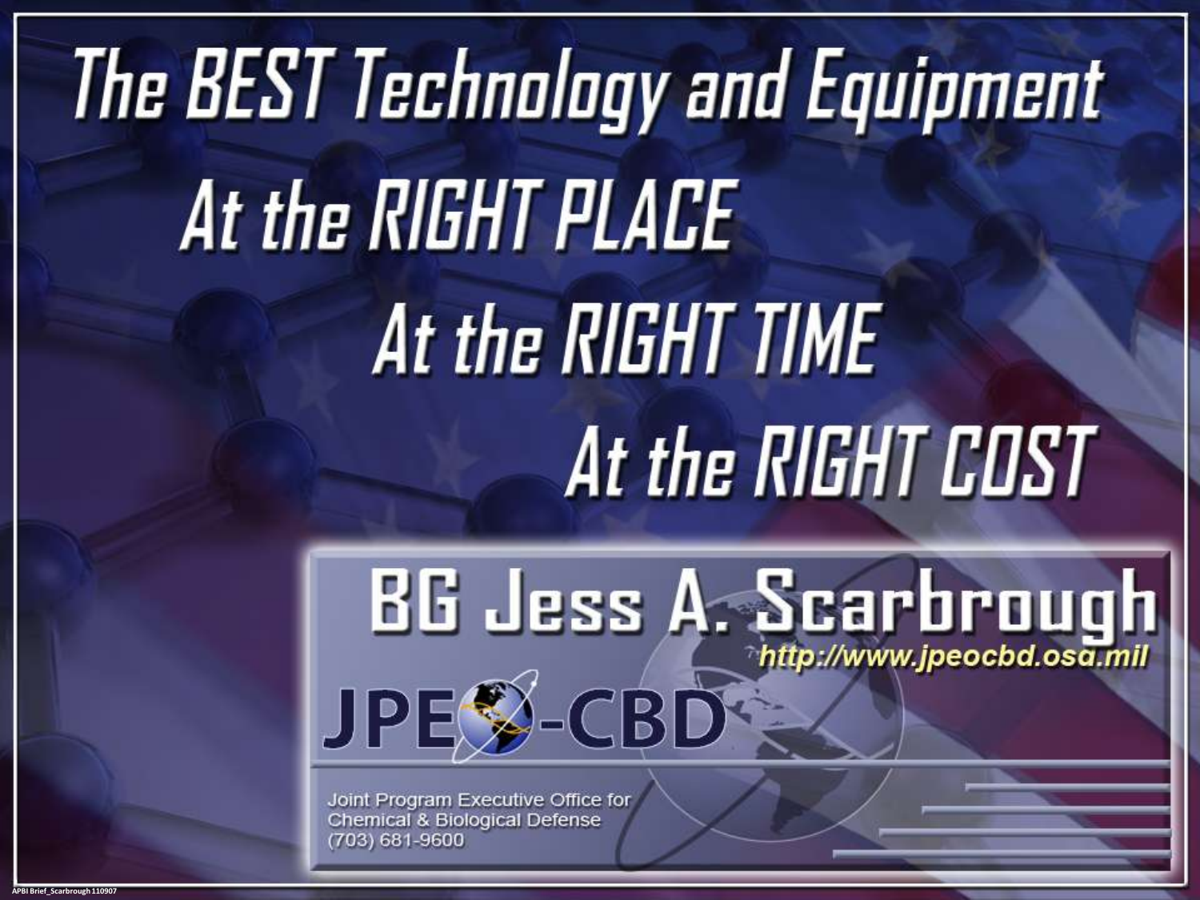# The BEST Technology and Equipment

# At the RIGHT PLACE

# At the RIGHT TIME

# At the RIGHT COST

**BG Jess A. Scarbrough**

http://www.jpeocbd.osd.mil

**JPEO-CBD**

Joint Program Executive Office for Chemical & Biological Defense
(703) 681-9600

APBI Brief_Scarbrough 110907